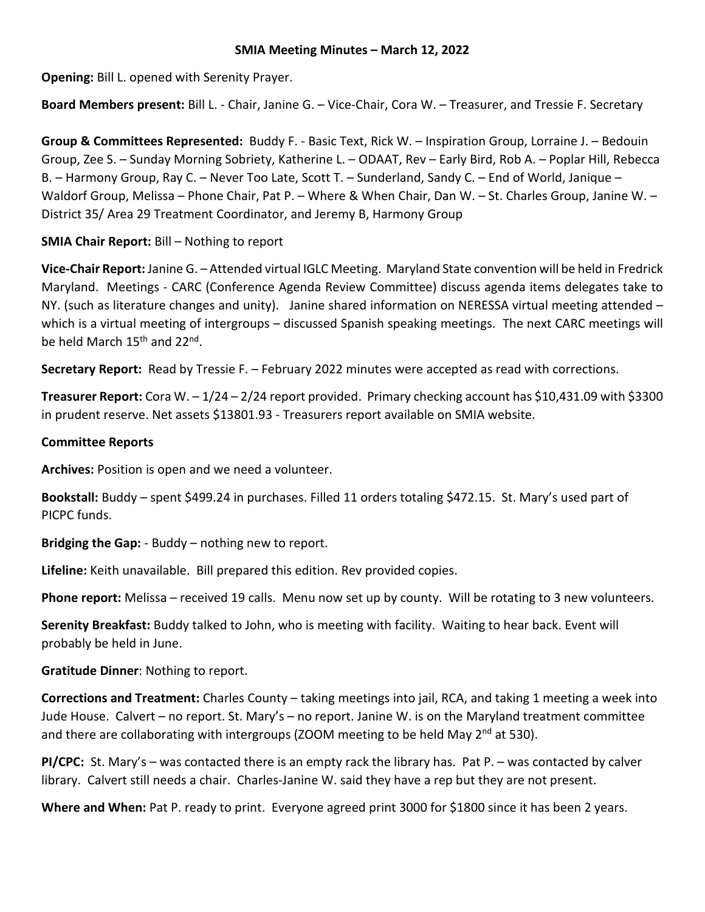# SMIA Meeting Minutes – March 12, 2022

**Opening:** Bill L. opened with Serenity Prayer.

**Board Members present:** Bill L. - Chair, Janine G. – Vice-Chair, Cora W. – Treasurer, and Tressie F. Secretary

**Group & Committees Represented:** Buddy F. - Basic Text, Rick W. – Inspiration Group, Lorraine J. – Bedouin Group, Zee S. – Sunday Morning Sobriety, Katherine L. – ODAAT, Rev – Early Bird, Rob A. – Poplar Hill, Rebecca B. – Harmony Group, Ray C. – Never Too Late, Scott T. – Sunderland, Sandy C. – End of World, Janique – Waldorf Group, Melissa – Phone Chair, Pat P. – Where & When Chair, Dan W. – St. Charles Group, Janine W. – District 35/ Area 29 Treatment Coordinator, and Jeremy B, Harmony Group

**SMIA Chair Report:** Bill – Nothing to report

**Vice-Chair Report:** Janine G. – Attended virtual IGLC Meeting. Maryland State convention will be held in Fredrick Maryland. Meetings - CARC (Conference Agenda Review Committee) discuss agenda items delegates take to NY. (such as literature changes and unity). Janine shared information on NERESSA virtual meeting attended – which is a virtual meeting of intergroups – discussed Spanish speaking meetings. The next CARC meetings will be held March 15th and 22nd.

**Secretary Report:** Read by Tressie F. – February 2022 minutes were accepted as read with corrections.

**Treasurer Report:** Cora W. – 1/24 – 2/24 report provided. Primary checking account has $10,431.09 with $3300 in prudent reserve. Net assets $13801.93 - Treasurers report available on SMIA website.

**Committee Reports**

**Archives:** Position is open and we need a volunteer.

**Bookstall:** Buddy – spent $499.24 in purchases. Filled 11 orders totaling $472.15. St. Mary's used part of PICPC funds.

**Bridging the Gap:** - Buddy – nothing new to report.

**Lifeline:** Keith unavailable. Bill prepared this edition. Rev provided copies.

**Phone report:** Melissa – received 19 calls. Menu now set up by county. Will be rotating to 3 new volunteers.

**Serenity Breakfast:** Buddy talked to John, who is meeting with facility. Waiting to hear back. Event will probably be held in June.

**Gratitude Dinner**: Nothing to report.

**Corrections and Treatment:** Charles County – taking meetings into jail, RCA, and taking 1 meeting a week into Jude House. Calvert – no report. St. Mary's – no report. Janine W. is on the Maryland treatment committee and there are collaborating with intergroups (ZOOM meeting to be held May 2nd at 530).

**PI/CPC:** St. Mary's – was contacted there is an empty rack the library has. Pat P. – was contacted by calver library. Calvert still needs a chair. Charles-Janine W. said they have a rep but they are not present.

**Where and When:** Pat P. ready to print. Everyone agreed print 3000 for $1800 since it has been 2 years.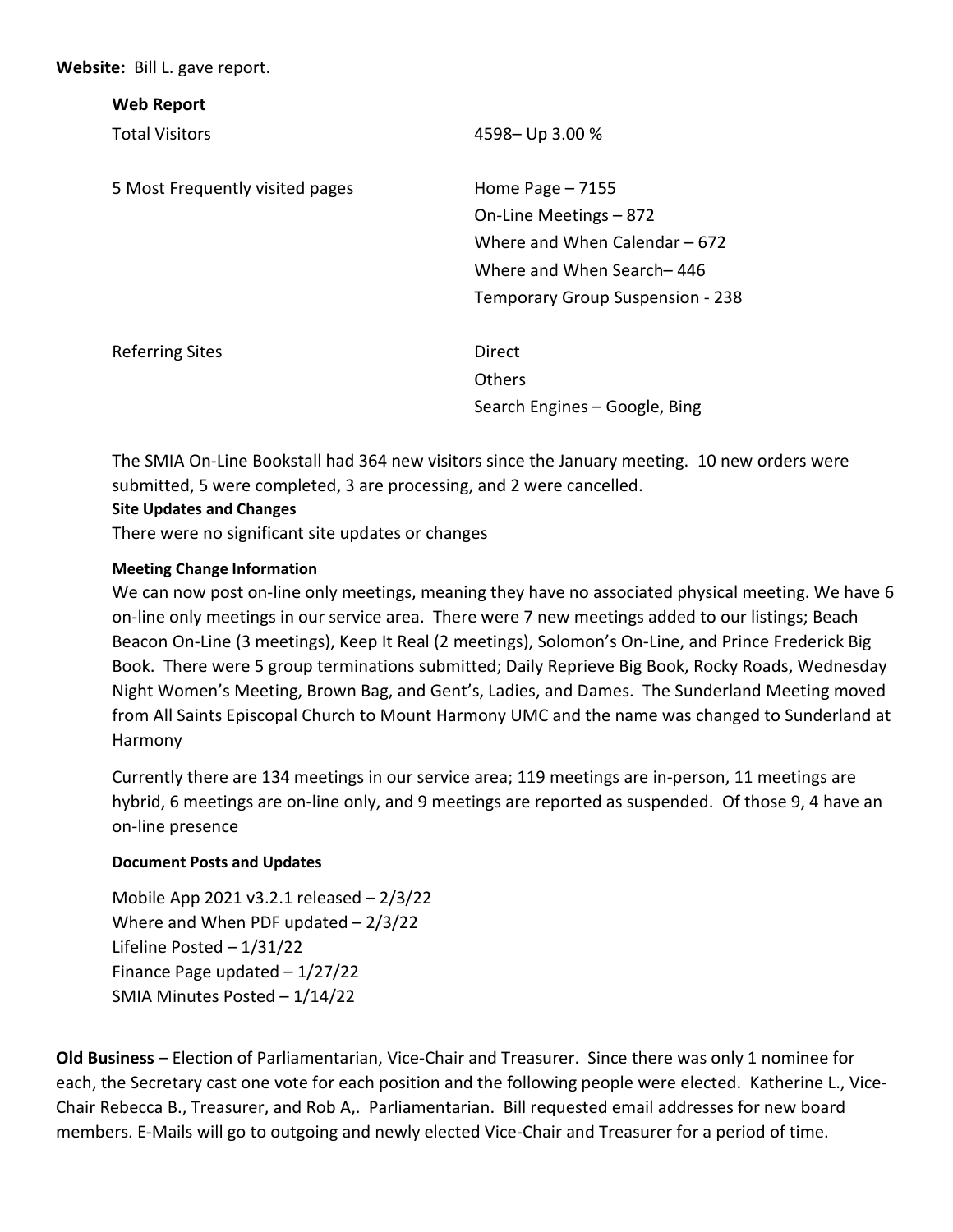**Website:** Bill L. gave report.

**Web Report**

| | |
|---|---|
| Total Visitors | 4598– Up 3.00 % |
| 5 Most Frequently visited pages | Home Page – 7155<br>On-Line Meetings – 872<br>Where and When Calendar – 672<br>Where and When Search– 446<br>Temporary Group Suspension - 238 |
| Referring Sites | Direct<br>Others<br>Search Engines – Google, Bing |

The SMIA On-Line Bookstall had 364 new visitors since the January meeting. 10 new orders were submitted, 5 were completed, 3 are processing, and 2 were cancelled.

**Site Updates and Changes**

There were no significant site updates or changes

**Meeting Change Information**

We can now post on-line only meetings, meaning they have no associated physical meeting. We have 6 on-line only meetings in our service area. There were 7 new meetings added to our listings; Beach Beacon On-Line (3 meetings), Keep It Real (2 meetings), Solomon's On-Line, and Prince Frederick Big Book. There were 5 group terminations submitted; Daily Reprieve Big Book, Rocky Roads, Wednesday Night Women's Meeting, Brown Bag, and Gent's, Ladies, and Dames. The Sunderland Meeting moved from All Saints Episcopal Church to Mount Harmony UMC and the name was changed to Sunderland at Harmony

Currently there are 134 meetings in our service area; 119 meetings are in-person, 11 meetings are hybrid, 6 meetings are on-line only, and 9 meetings are reported as suspended. Of those 9, 4 have an on-line presence

**Document Posts and Updates**

Mobile App 2021 v3.2.1 released – 2/3/22
Where and When PDF updated – 2/3/22
Lifeline Posted – 1/31/22
Finance Page updated – 1/27/22
SMIA Minutes Posted – 1/14/22

**Old Business** – Election of Parliamentarian, Vice-Chair and Treasurer. Since there was only 1 nominee for each, the Secretary cast one vote for each position and the following people were elected. Katherine L., Vice-Chair Rebecca B., Treasurer, and Rob A,. Parliamentarian. Bill requested email addresses for new board members. E-Mails will go to outgoing and newly elected Vice-Chair and Treasurer for a period of time.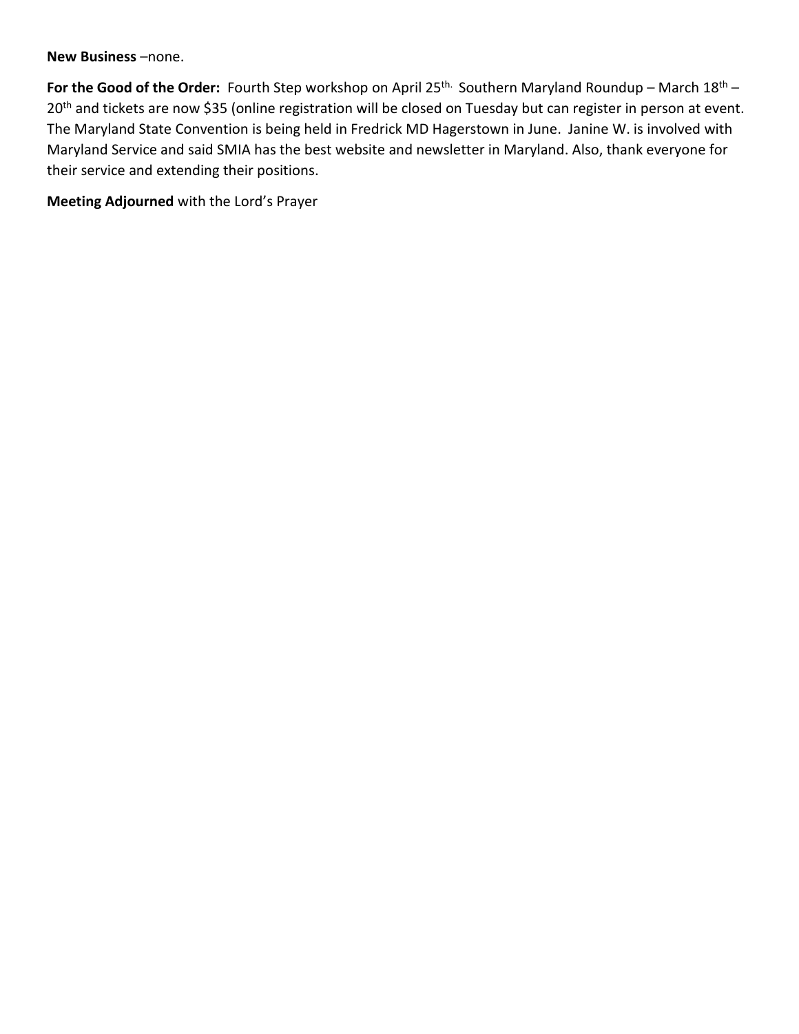**New Business** –none.

**For the Good of the Order:** Fourth Step workshop on April 25th. Southern Maryland Roundup – March 18th – 20th and tickets are now $35 (online registration will be closed on Tuesday but can register in person at event. The Maryland State Convention is being held in Fredrick MD Hagerstown in June. Janine W. is involved with Maryland Service and said SMIA has the best website and newsletter in Maryland. Also, thank everyone for their service and extending their positions.

**Meeting Adjourned** with the Lord's Prayer